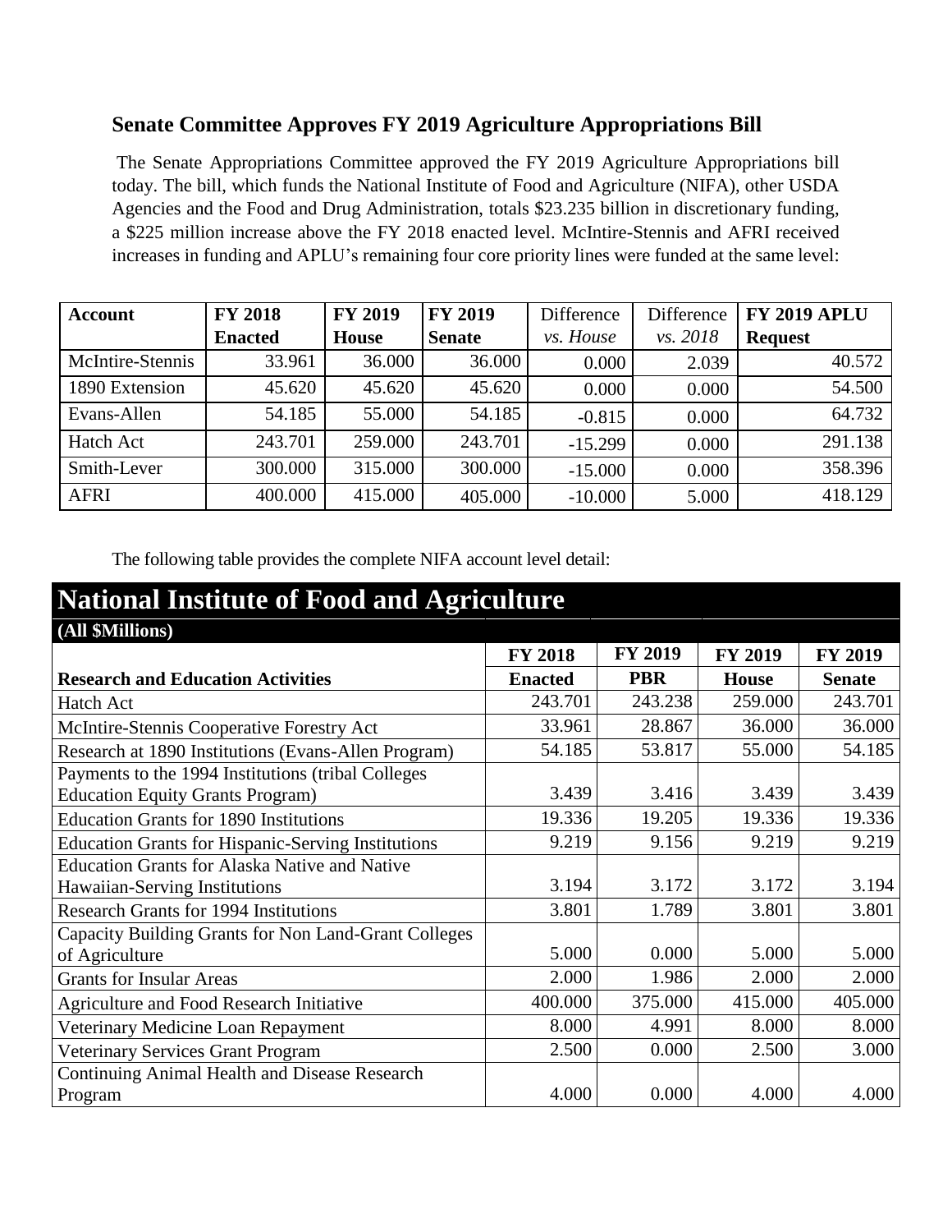## Senate Committee Approves FY 2019 Agriculture Appropriations Bill

The Senate Appropriations Committee approved the FY 2019 Agriculture Appropriations bill today. The bill, which funds the National Institute of Food and Agriculture (NIFA), other USDA Agencies and the Food and Drug Administration, totals $23.235 billion in discretionary funding, a $225 million increase above the FY 2018 enacted level. McIntire-Stennis and AFRI received increases in funding and APLU's remaining four core priority lines were funded at the same level:

| Account | FY 2018 Enacted | FY 2019 House | FY 2019 Senate | Difference *vs. House* | Difference *vs. 2018* | FY 2019 APLU Request |
|---|---|---|---|---|---|---|
| McIntire-Stennis | 33.961 | 36.000 | 36.000 | 0.000 | 2.039 | 40.572 |
| 1890 Extension | 45.620 | 45.620 | 45.620 | 0.000 | 0.000 | 54.500 |
| Evans-Allen | 54.185 | 55.000 | 54.185 | -0.815 | 0.000 | 64.732 |
| Hatch Act | 243.701 | 259.000 | 243.701 | -15.299 | 0.000 | 291.138 |
| Smith-Lever | 300.000 | 315.000 | 300.000 | -15.000 | 0.000 | 358.396 |
| AFRI | 400.000 | 415.000 | 405.000 | -10.000 | 5.000 | 418.129 |

The following table provides the complete NIFA account level detail:

| National Institute of Food and Agriculture (All $Millions) | | | | |
|---|---|---|---|---|
| **Research and Education Activities** | **FY 2018 Enacted** | **FY 2019 PBR** | **FY 2019 House** | **FY 2019 Senate** |
| Hatch Act | 243.701 | 243.238 | 259.000 | 243.701 |
| McIntire-Stennis Cooperative Forestry Act | 33.961 | 28.867 | 36.000 | 36.000 |
| Research at 1890 Institutions (Evans-Allen Program) | 54.185 | 53.817 | 55.000 | 54.185 |
| Payments to the 1994 Institutions (tribal Colleges Education Equity Grants Program) | 3.439 | 3.416 | 3.439 | 3.439 |
| Education Grants for 1890 Institutions | 19.336 | 19.205 | 19.336 | 19.336 |
| Education Grants for Hispanic-Serving Institutions | 9.219 | 9.156 | 9.219 | 9.219 |
| Education Grants for Alaska Native and Native Hawaiian-Serving Institutions | 3.194 | 3.172 | 3.172 | 3.194 |
| Research Grants for 1994 Institutions | 3.801 | 1.789 | 3.801 | 3.801 |
| Capacity Building Grants for Non Land-Grant Colleges of Agriculture | 5.000 | 0.000 | 5.000 | 5.000 |
| Grants for Insular Areas | 2.000 | 1.986 | 2.000 | 2.000 |
| Agriculture and Food Research Initiative | 400.000 | 375.000 | 415.000 | 405.000 |
| Veterinary Medicine Loan Repayment | 8.000 | 4.991 | 8.000 | 8.000 |
| Veterinary Services Grant Program | 2.500 | 0.000 | 2.500 | 3.000 |
| Continuing Animal Health and Disease Research Program | 4.000 | 0.000 | 4.000 | 4.000 |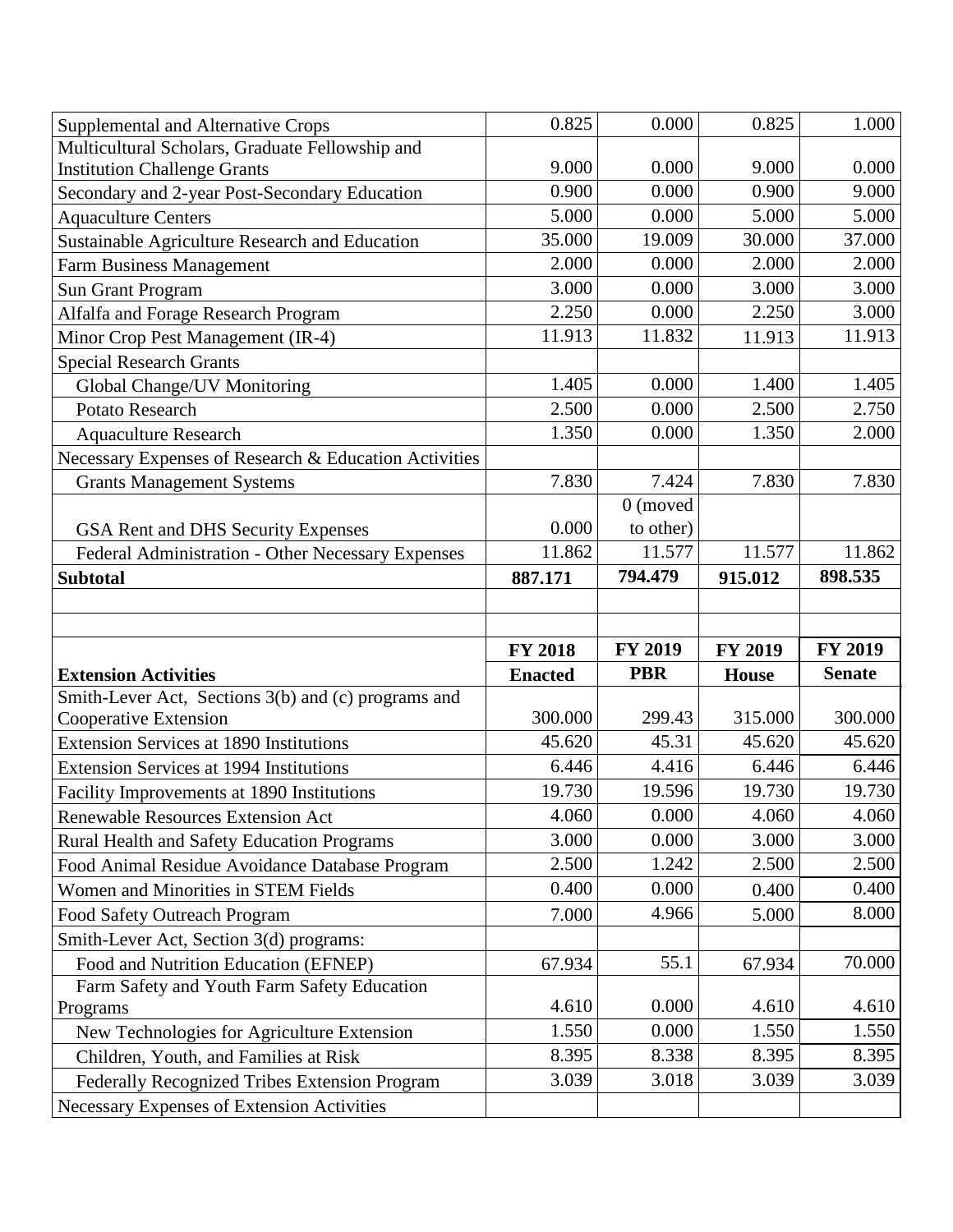| | | | | |
|---|---|---|---|---|
| Supplemental and Alternative Crops | 0.825 | 0.000 | 0.825 | 1.000 |
| Multicultural Scholars, Graduate Fellowship and Institution Challenge Grants | 9.000 | 0.000 | 9.000 | 0.000 |
| Secondary and 2-year Post-Secondary Education | 0.900 | 0.000 | 0.900 | 9.000 |
| Aquaculture Centers | 5.000 | 0.000 | 5.000 | 5.000 |
| Sustainable Agriculture Research and Education | 35.000 | 19.009 | 30.000 | 37.000 |
| Farm Business Management | 2.000 | 0.000 | 2.000 | 2.000 |
| Sun Grant Program | 3.000 | 0.000 | 3.000 | 3.000 |
| Alfalfa and Forage Research Program | 2.250 | 0.000 | 2.250 | 3.000 |
| Minor Crop Pest Management (IR-4) | 11.913 | 11.832 | 11.913 | 11.913 |
| Special Research Grants | | | | |
| Global Change/UV Monitoring | 1.405 | 0.000 | 1.400 | 1.405 |
| Potato Research | 2.500 | 0.000 | 2.500 | 2.750 |
| Aquaculture Research | 1.350 | 0.000 | 1.350 | 2.000 |
| Necessary Expenses of Research & Education Activities | | | | |
| Grants Management Systems | 7.830 | 7.424 | 7.830 | 7.830 |
| GSA Rent and DHS Security Expenses | 0.000 | 0 (moved to other) | | |
| Federal Administration - Other Necessary Expenses | 11.862 | 11.577 | 11.577 | 11.862 |
| **Subtotal** | **887.171** | **794.479** | **915.012** | **898.535** |
| | | | | |
| | | | | |
| **Extension Activities** | **FY 2018 Enacted** | **FY 2019 PBR** | **FY 2019 House** | **FY 2019 Senate** |
| Smith-Lever Act, Sections 3(b) and (c) programs and Cooperative Extension | 300.000 | 299.43 | 315.000 | 300.000 |
| Extension Services at 1890 Institutions | 45.620 | 45.31 | 45.620 | 45.620 |
| Extension Services at 1994 Institutions | 6.446 | 4.416 | 6.446 | 6.446 |
| Facility Improvements at 1890 Institutions | 19.730 | 19.596 | 19.730 | 19.730 |
| Renewable Resources Extension Act | 4.060 | 0.000 | 4.060 | 4.060 |
| Rural Health and Safety Education Programs | 3.000 | 0.000 | 3.000 | 3.000 |
| Food Animal Residue Avoidance Database Program | 2.500 | 1.242 | 2.500 | 2.500 |
| Women and Minorities in STEM Fields | 0.400 | 0.000 | 0.400 | 0.400 |
| Food Safety Outreach Program | 7.000 | 4.966 | 5.000 | 8.000 |
| Smith-Lever Act, Section 3(d) programs: | | | | |
| Food and Nutrition Education (EFNEP) | 67.934 | 55.1 | 67.934 | 70.000 |
| Farm Safety and Youth Farm Safety Education Programs | 4.610 | 0.000 | 4.610 | 4.610 |
| New Technologies for Agriculture Extension | 1.550 | 0.000 | 1.550 | 1.550 |
| Children, Youth, and Families at Risk | 8.395 | 8.338 | 8.395 | 8.395 |
| Federally Recognized Tribes Extension Program | 3.039 | 3.018 | 3.039 | 3.039 |
| Necessary Expenses of Extension Activities | | | | |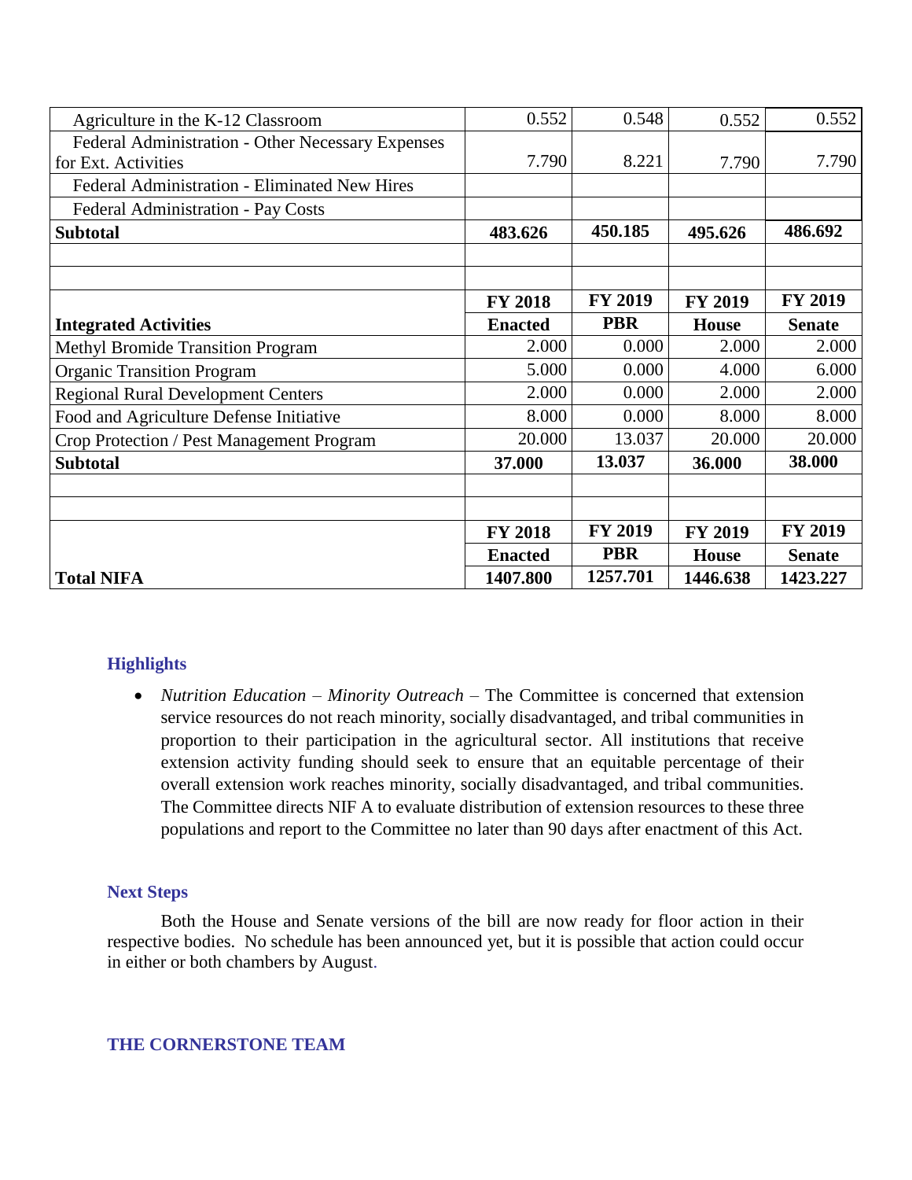| | | | | |
|---|---|---|---|---|
| Agriculture in the K-12 Classroom | 0.552 | 0.548 | 0.552 | 0.552 |
| Federal Administration - Other Necessary Expenses for Ext. Activities | 7.790 | 8.221 | 7.790 | 7.790 |
| Federal Administration - Eliminated New Hires | | | | |
| Federal Administration - Pay Costs | | | | |
| **Subtotal** | **483.626** | **450.185** | **495.626** | **486.692** |
| | | | | |
| | | | | |
| | **FY 2018** | **FY 2019** | **FY 2019** | **FY 2019** |
| **Integrated Activities** | **Enacted** | **PBR** | **House** | **Senate** |
| Methyl Bromide Transition Program | 2.000 | 0.000 | 2.000 | 2.000 |
| Organic Transition Program | 5.000 | 0.000 | 4.000 | 6.000 |
| Regional Rural Development Centers | 2.000 | 0.000 | 2.000 | 2.000 |
| Food and Agriculture Defense Initiative | 8.000 | 0.000 | 8.000 | 8.000 |
| Crop Protection / Pest Management Program | 20.000 | 13.037 | 20.000 | 20.000 |
| **Subtotal** | **37.000** | **13.037** | **36.000** | **38.000** |
| | | | | |
| | | | | |
| | **FY 2018** | **FY 2019** | **FY 2019** | **FY 2019** |
| | **Enacted** | **PBR** | **House** | **Senate** |
| **Total NIFA** | **1407.800** | **1257.701** | **1446.638** | **1423.227** |

### Highlights

- *Nutrition Education – Minority Outreach* – The Committee is concerned that extension service resources do not reach minority, socially disadvantaged, and tribal communities in proportion to their participation in the agricultural sector. All institutions that receive extension activity funding should seek to ensure that an equitable percentage of their overall extension work reaches minority, socially disadvantaged, and tribal communities. The Committee directs NIF A to evaluate distribution of extension resources to these three populations and report to the Committee no later than 90 days after enactment of this Act.

### Next Steps

Both the House and Senate versions of the bill are now ready for floor action in their respective bodies. No schedule has been announced yet, but it is possible that action could occur in either or both chambers by August.

**THE CORNERSTONE TEAM**